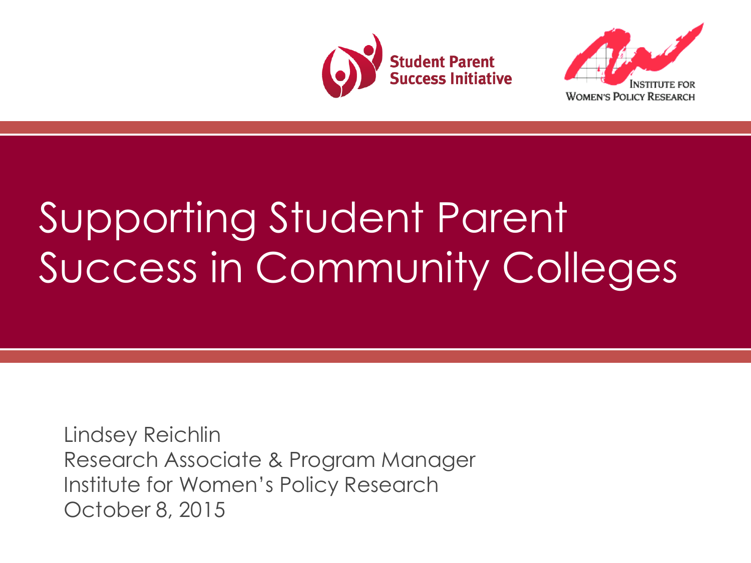Student Parent Success Initiative

Institute for Women's Policy Research

# Supporting Student Parent Success in Community Colleges

Lindsey Reichlin
Research Associate & Program Manager
Institute for Women's Policy Research
October 8, 2015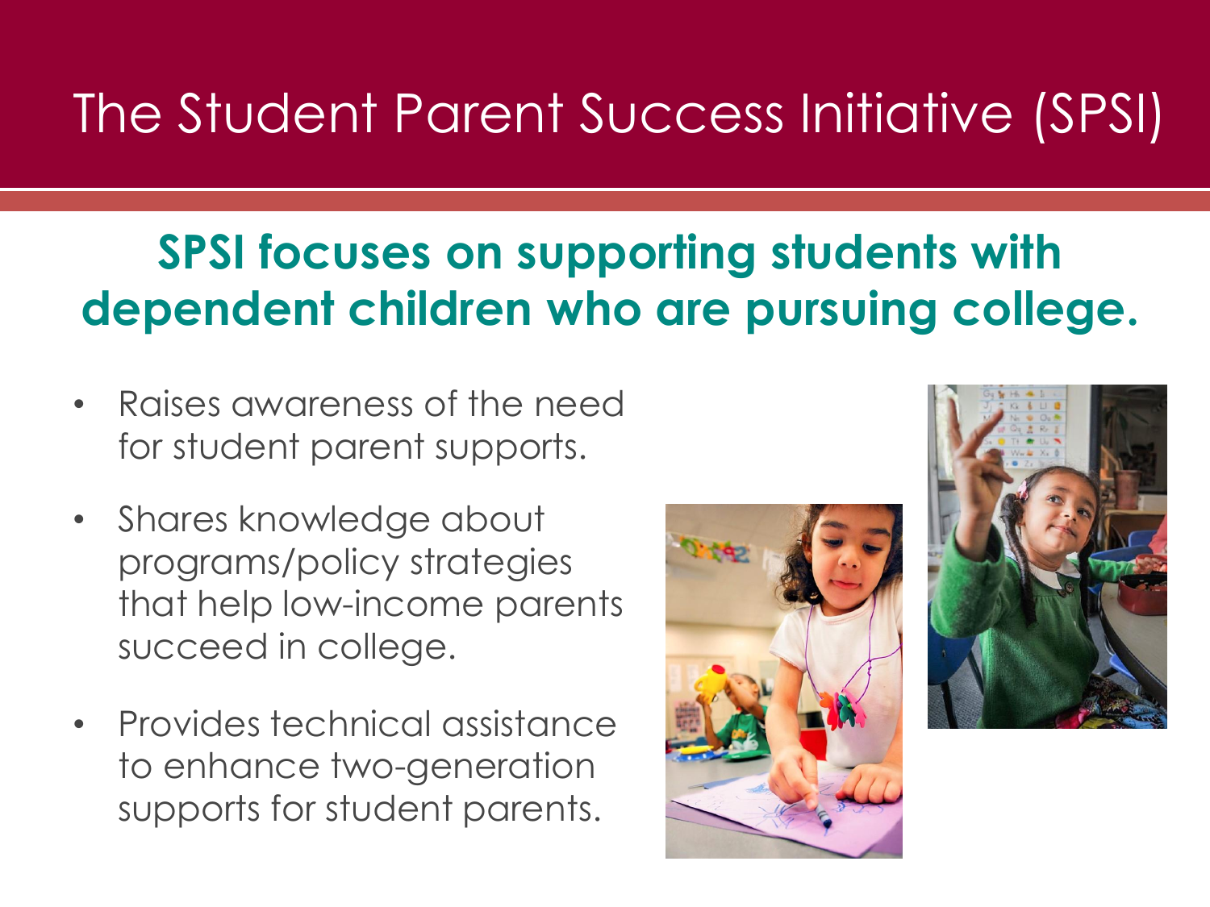# The Student Parent Success Initiative (SPSI)

## SPSI focuses on supporting students with dependent children who are pursuing college.

- Raises awareness of the need for student parent supports.
- Shares knowledge about programs/policy strategies that help low-income parents succeed in college.
- Provides technical assistance to enhance two-generation supports for student parents.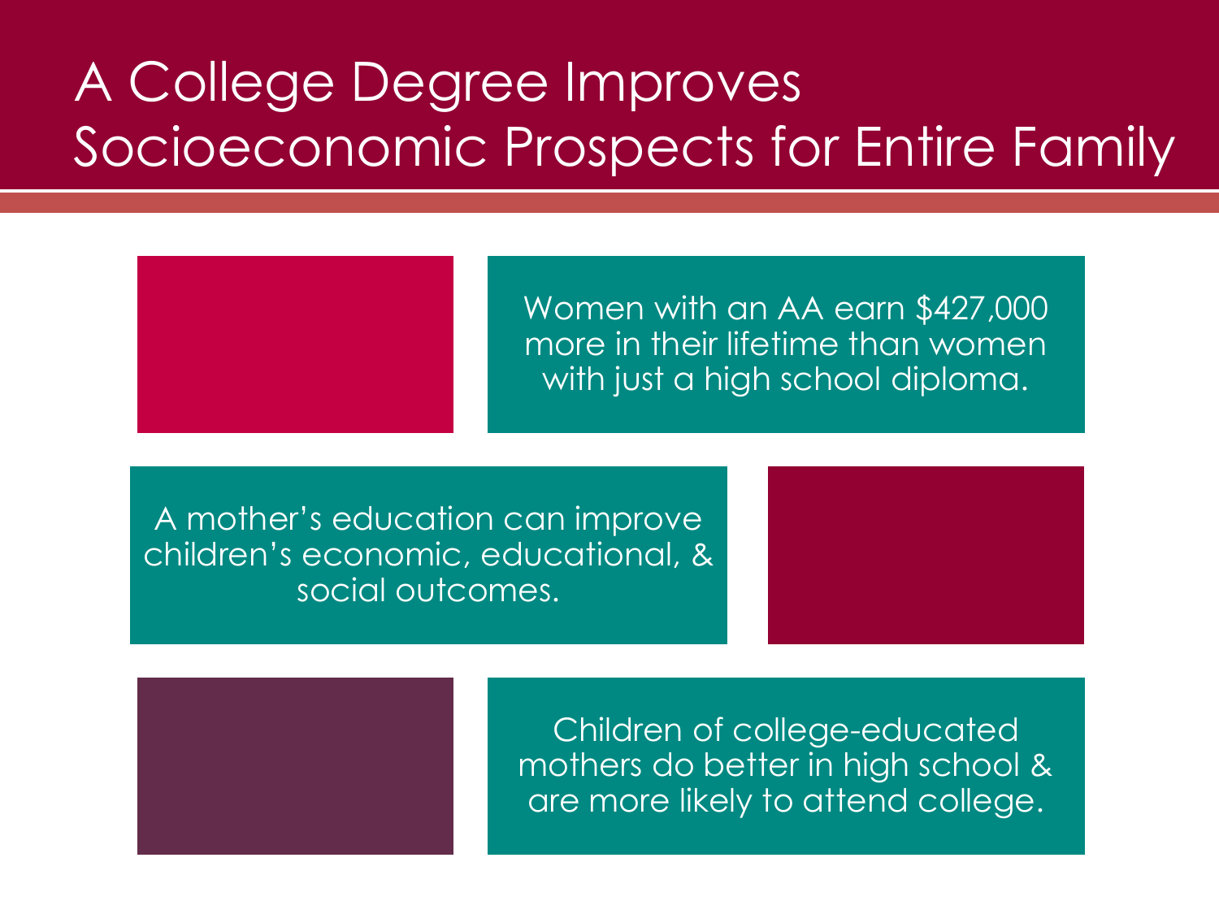# A College Degree Improves Socioeconomic Prospects for Entire Family

Women with an AA earn $427,000 more in their lifetime than women with just a high school diploma.

A mother's education can improve children's economic, educational, & social outcomes.

Children of college-educated mothers do better in high school & are more likely to attend college.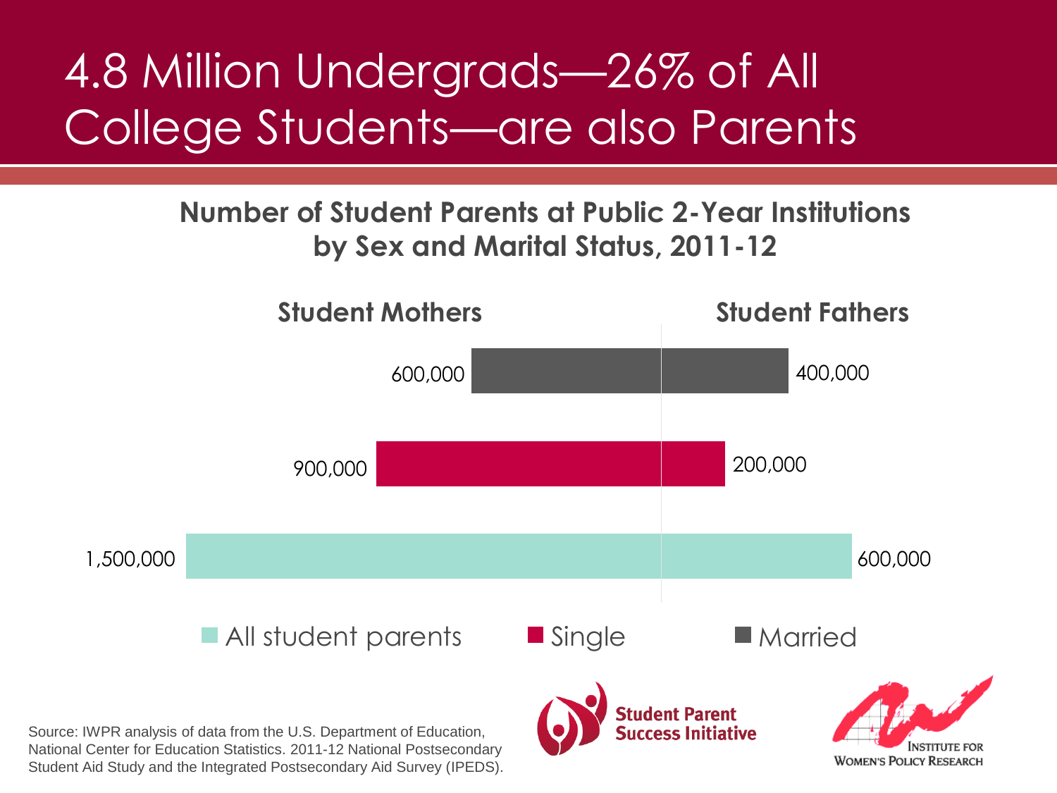# 4.8 Million Undergrads—26% of All College Students—are also Parents

**Number of Student Parents at Public 2-Year Institutions by Sex and Marital Status, 2011-12**

| | Student Mothers | Student Fathers |
| --- | --- | --- |
| Married | 600,000 | 400,000 |
| Single | 900,000 | 200,000 |
| All student parents | 1,500,000 | 600,000 |

Source: IWPR analysis of data from the U.S. Department of Education, National Center for Education Statistics. 2011-12 National Postsecondary Student Aid Study and the Integrated Postsecondary Aid Survey (IPEDS).

Student Parent Success Initiative

Institute for Women's Policy Research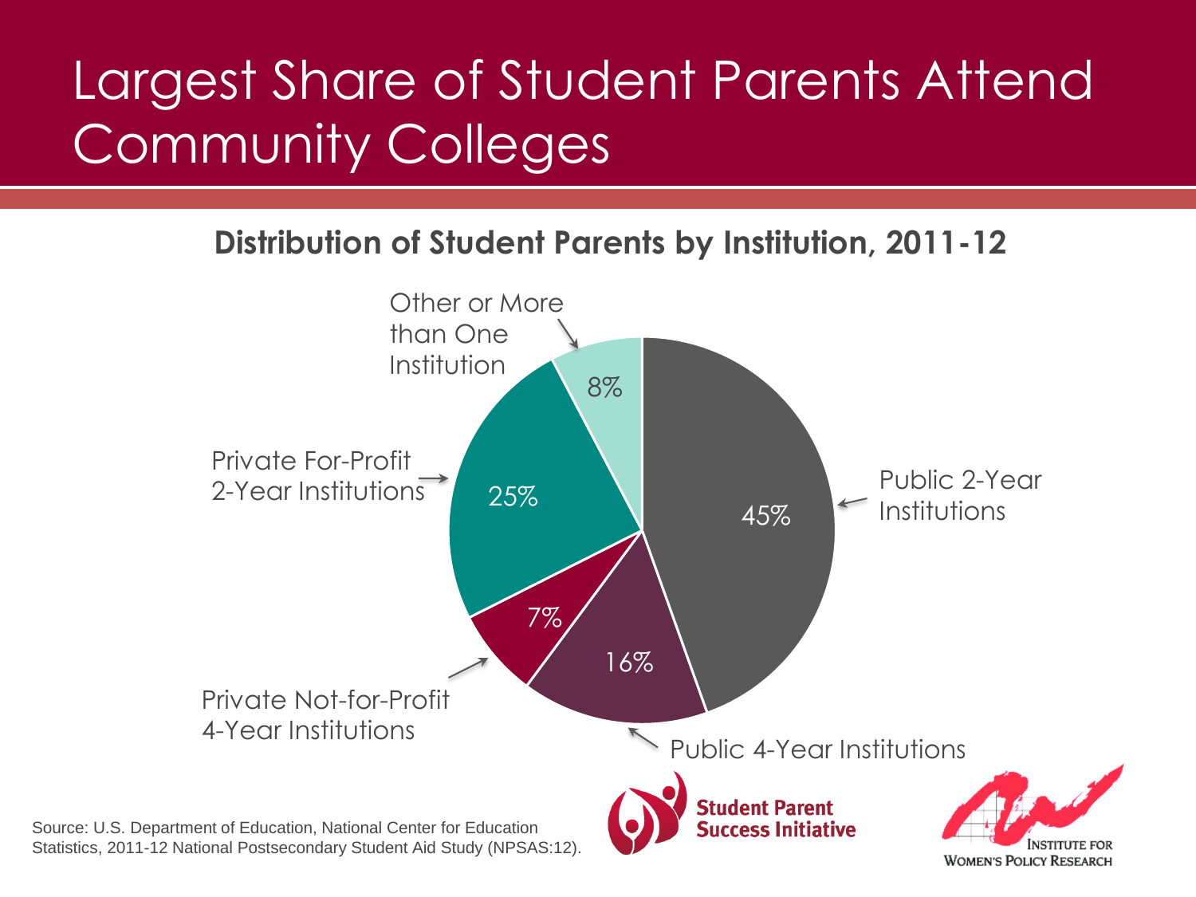# Largest Share of Student Parents Attend Community Colleges

**Distribution of Student Parents by Institution, 2011-12**

| Institution | Share |
| --- | --- |
| Public 2-Year Institutions | 45% |
| Public 4-Year Institutions | 16% |
| Private Not-for-Profit 4-Year Institutions | 7% |
| Private For-Profit 2-Year Institutions | 25% |
| Other or More than One Institution | 8% |

Source: U.S. Department of Education, National Center for Education Statistics, 2011-12 National Postsecondary Student Aid Study (NPSAS:12).

Student Parent Success Initiative

Institute for Women's Policy Research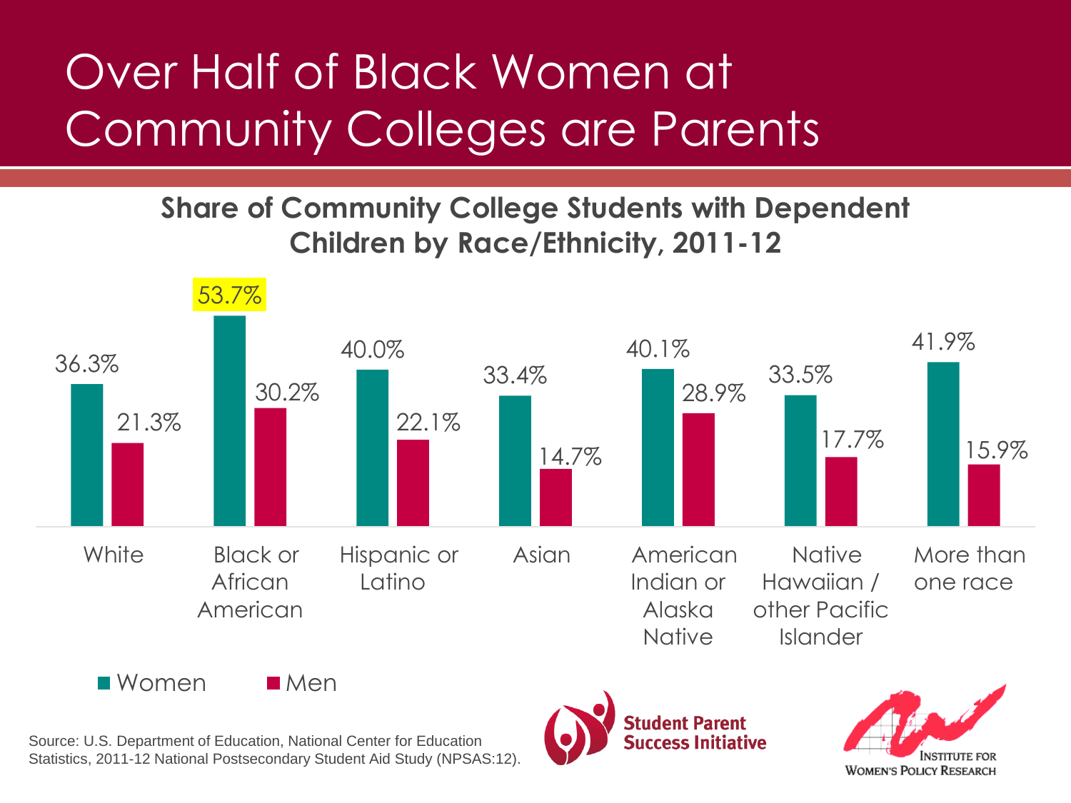# Over Half of Black Women at Community Colleges are Parents

**Share of Community College Students with Dependent Children by Race/Ethnicity, 2011-12**

| Race/Ethnicity | Women | Men |
|---|---|---|
| White | 36.3% | 21.3% |
| Black or African American | 53.7% | 30.2% |
| Hispanic or Latino | 40.0% | 22.1% |
| Asian | 33.4% | 14.7% |
| American Indian or Alaska Native | 40.1% | 28.9% |
| Native Hawaiian / other Pacific Islander | 33.5% | 17.7% |
| More than one race | 41.9% | 15.9% |

Source: U.S. Department of Education, National Center for Education Statistics, 2011-12 National Postsecondary Student Aid Study (NPSAS:12).

Student Parent Success Initiative

Institute for Women's Policy Research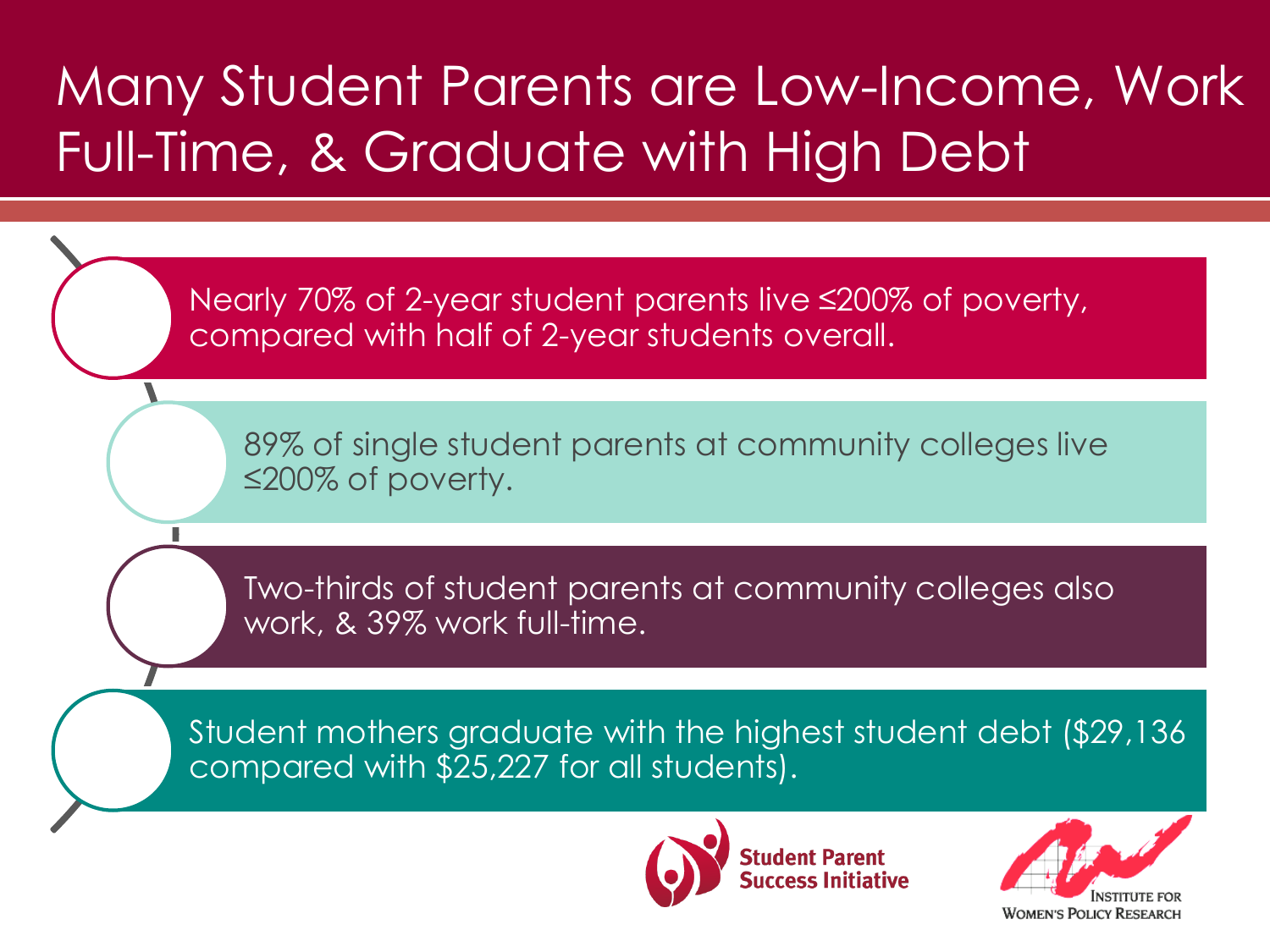# Many Student Parents are Low-Income, Work Full-Time, & Graduate with High Debt

- Nearly 70% of 2-year student parents live ≤200% of poverty, compared with half of 2-year students overall.
- 89% of single student parents at community colleges live ≤200% of poverty.
- Two-thirds of student parents at community colleges also work, & 39% work full-time.
- Student mothers graduate with the highest student debt ($29,136 compared with $25,227 for all students).

Student Parent Success Initiative

Institute for Women's Policy Research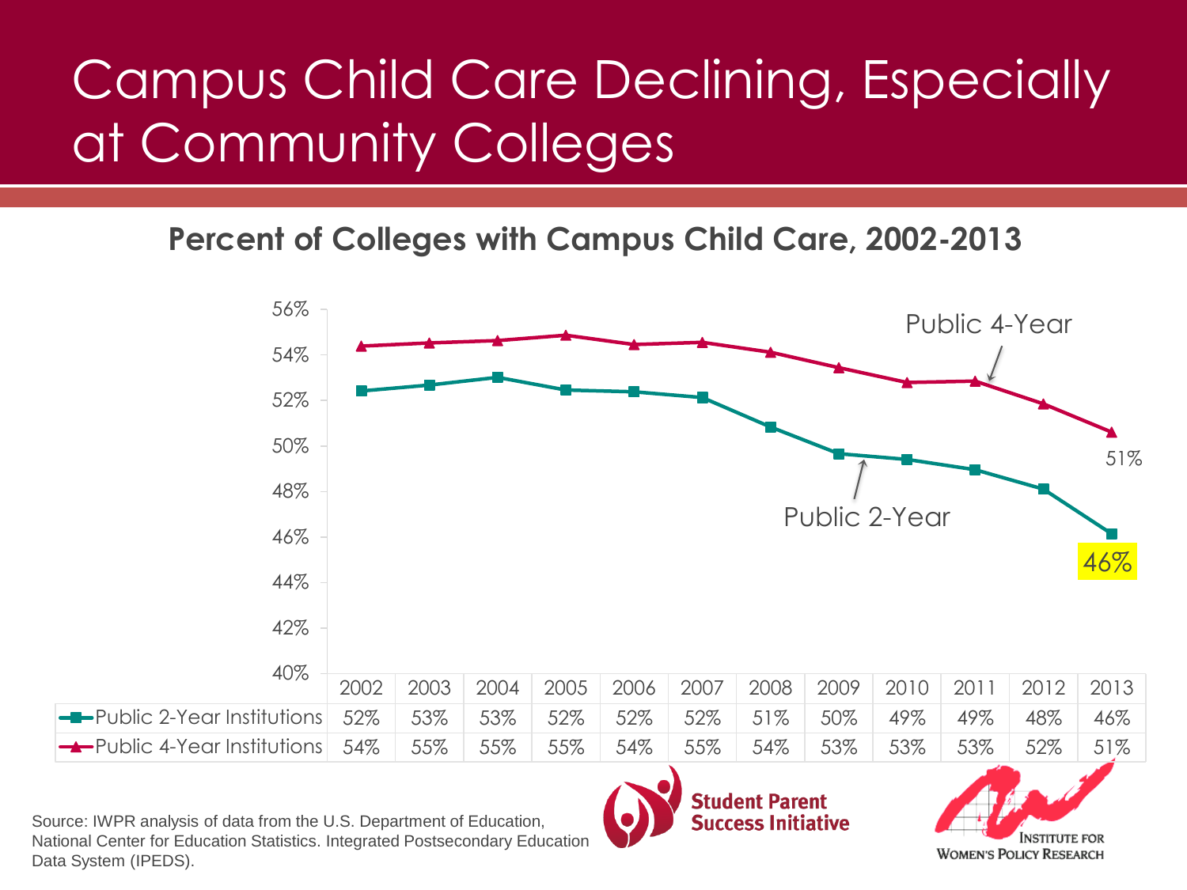# Campus Child Care Declining, Especially at Community Colleges

## Percent of Colleges with Campus Child Care, 2002-2013

| | 2002 | 2003 | 2004 | 2005 | 2006 | 2007 | 2008 | 2009 | 2010 | 2011 | 2012 | 2013 |
|---|---|---|---|---|---|---|---|---|---|---|---|---|
| Public 2-Year Institutions | 52% | 53% | 53% | 52% | 52% | 52% | 51% | 50% | 49% | 49% | 48% | 46% |
| Public 4-Year Institutions | 54% | 55% | 55% | 55% | 54% | 55% | 54% | 53% | 53% | 53% | 52% | 51% |

Source: IWPR analysis of data from the U.S. Department of Education, National Center for Education Statistics. Integrated Postsecondary Education Data System (IPEDS).

Student Parent Success Initiative

Institute for Women's Policy Research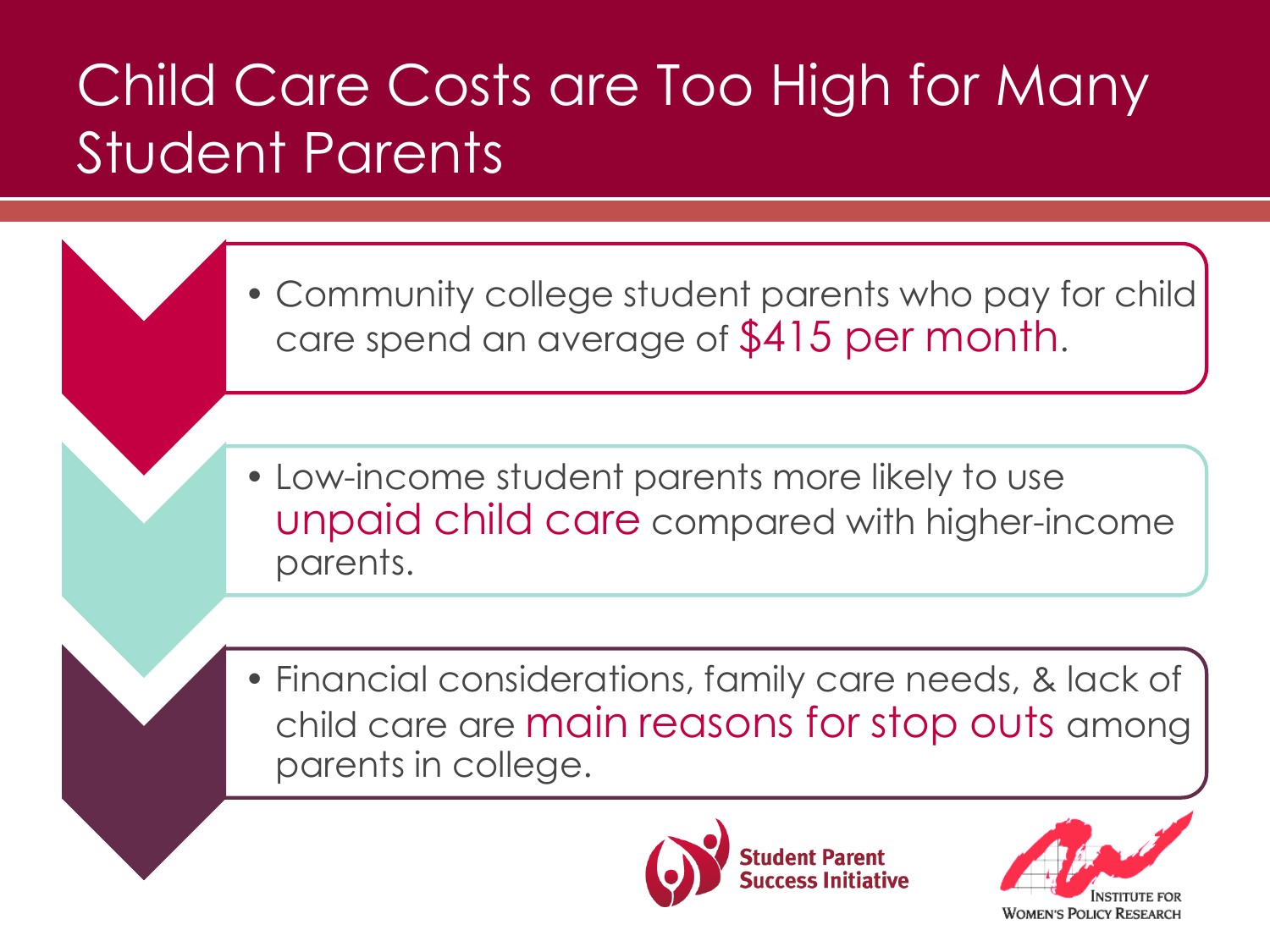# Child Care Costs are Too High for Many Student Parents

- Community college student parents who pay for child care spend an average of $415 per month.
- Low-income student parents more likely to use unpaid child care compared with higher-income parents.
- Financial considerations, family care needs, & lack of child care are main reasons for stop outs among parents in college.

Student Parent Success Initiative

Institute for Women's Policy Research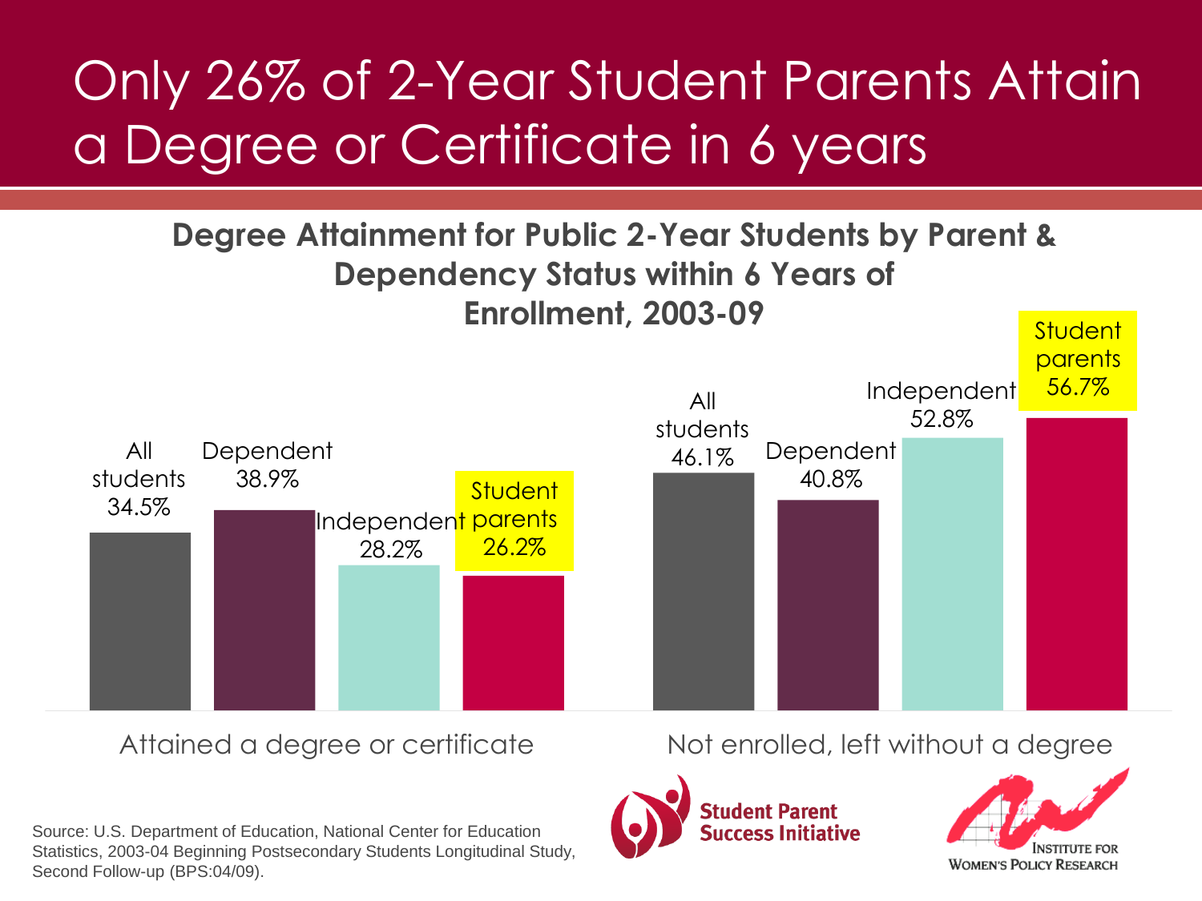# Only 26% of 2-Year Student Parents Attain a Degree or Certificate in 6 years

**Degree Attainment for Public 2-Year Students by Parent & Dependency Status within 6 Years of Enrollment, 2003-09**

| | All students | Dependent | Independent | Student parents |
|---|---|---|---|---|
| Attained a degree or certificate | 34.5% | 38.9% | 28.2% | 26.2% |
| Not enrolled, left without a degree | 46.1% | 40.8% | 52.8% | 56.7% |

Source: U.S. Department of Education, National Center for Education Statistics, 2003-04 Beginning Postsecondary Students Longitudinal Study, Second Follow-up (BPS:04/09).

Student Parent Success Initiative

Institute for Women's Policy Research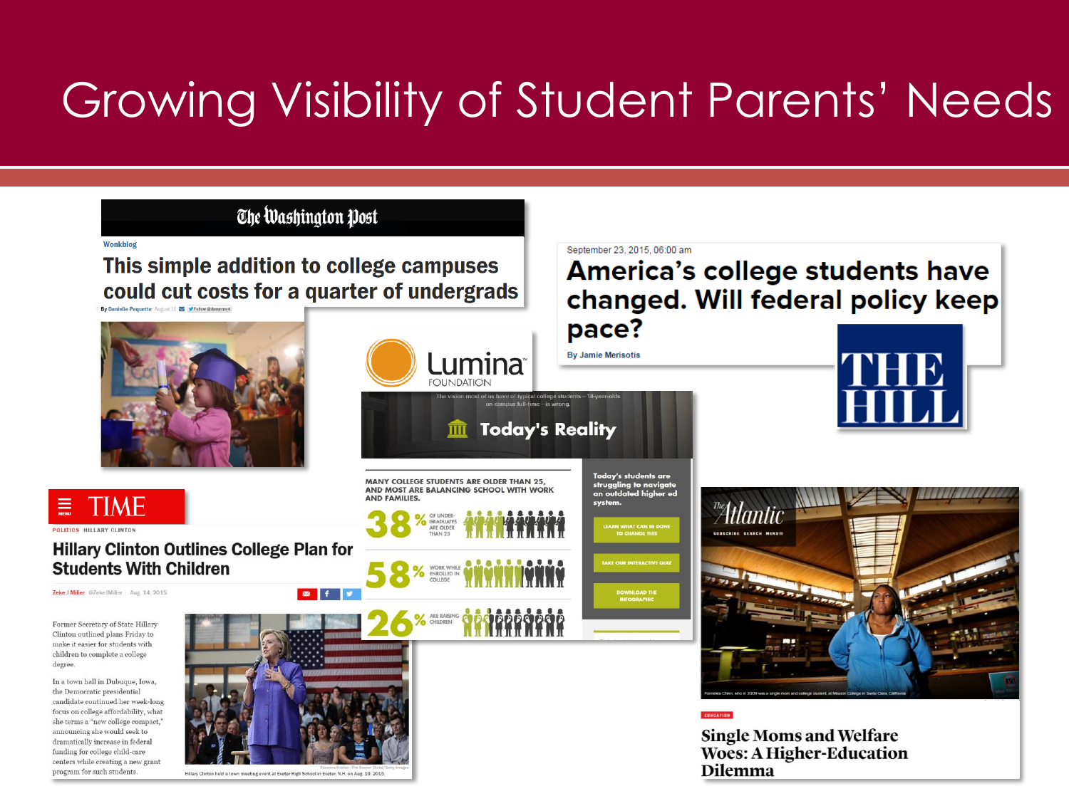# Growing Visibility of Student Parents' Needs

**The Washington Post**

Wonkblog

## This simple addition to college campuses could cut costs for a quarter of undergrads

By Danielle Paquette August 11

---

September 23, 2015, 06:00 am

## America's college students have changed. Will federal policy keep pace?

By Jamie Merisotis

THE HILL

---

**Lumina FOUNDATION**

The vision most of us have of typical college students—18-year-olds on campus full-time—is wrong.

### Today's Reality

MANY COLLEGE STUDENTS ARE OLDER THAN 25, AND MOST ARE BALANCING SCHOOL WITH WORK AND FAMILIES.

- **38%** OF UNDERGRADUATES ARE OLDER THAN 25
- **58%** WORK WHILE ENROLLED IN COLLEGE
- **26%** ARE RAISING CHILDREN

Today's students are struggling to navigate an outdated higher ed system.

LEARN WHAT CAN BE DONE TO CHANGE THIS

TAKE OUR INTERACTIVE QUIZ

DOWNLOAD THE INFOGRAPHIC

---

**TIME**

POLITICS HILLARY CLINTON

## Hillary Clinton Outlines College Plan for Students With Children

Zeke J Miller @ZekeJMiller Aug. 14, 2015

Former Secretary of State Hillary Clinton outlined plans Friday to make it easier for students with children to complete a college degree.

In a town hall in Dubuque, Iowa, the Democratic presidential candidate continued her week-long focus on college affordability, what she terms a "new college compact," announcing she would seek to dramatically increase in federal funding for college child-care centers while creating a new grant program for such students.

Hillary Clinton held a town meeting event at Exeter High School in Exeter, N.H. on Aug. 10, 2015.

---

**The Atlantic**

EDUCATION

## Single Moms and Welfare Woes: A Higher-Education Dilemma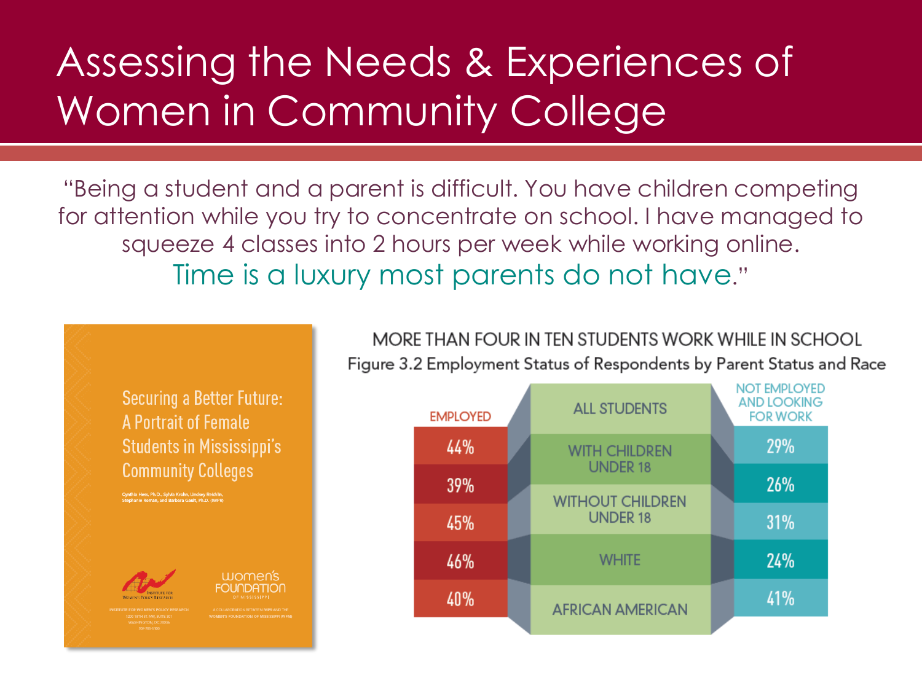# Assessing the Needs & Experiences of Women in Community College

"Being a student and a parent is difficult. You have children competing for attention while you try to concentrate on school. I have managed to squeeze 4 classes into 2 hours per week while working online. Time is a luxury most parents do not have."

Securing a Better Future: A Portrait of Female Students in Mississippi's Community Colleges

Cynthia Hess, Ph.D., Sylvia Krohn, Lindsey Reichlin, Stephanie Román, and Barbara Gault, Ph.D. (IWPR)

Institute for Women's Policy Research

Women's Foundation of Mississippi

MORE THAN FOUR IN TEN STUDENTS WORK WHILE IN SCHOOL

Figure 3.2 Employment Status of Respondents by Parent Status and Race

| EMPLOYED | | NOT EMPLOYED AND LOOKING FOR WORK |
|---|---|---|
| 44% | ALL STUDENTS | 29% |
| 39% | WITH CHILDREN UNDER 18 | 26% |
| 45% | WITHOUT CHILDREN UNDER 18 | 31% |
| 46% | WHITE | 24% |
| 40% | AFRICAN AMERICAN | 41% |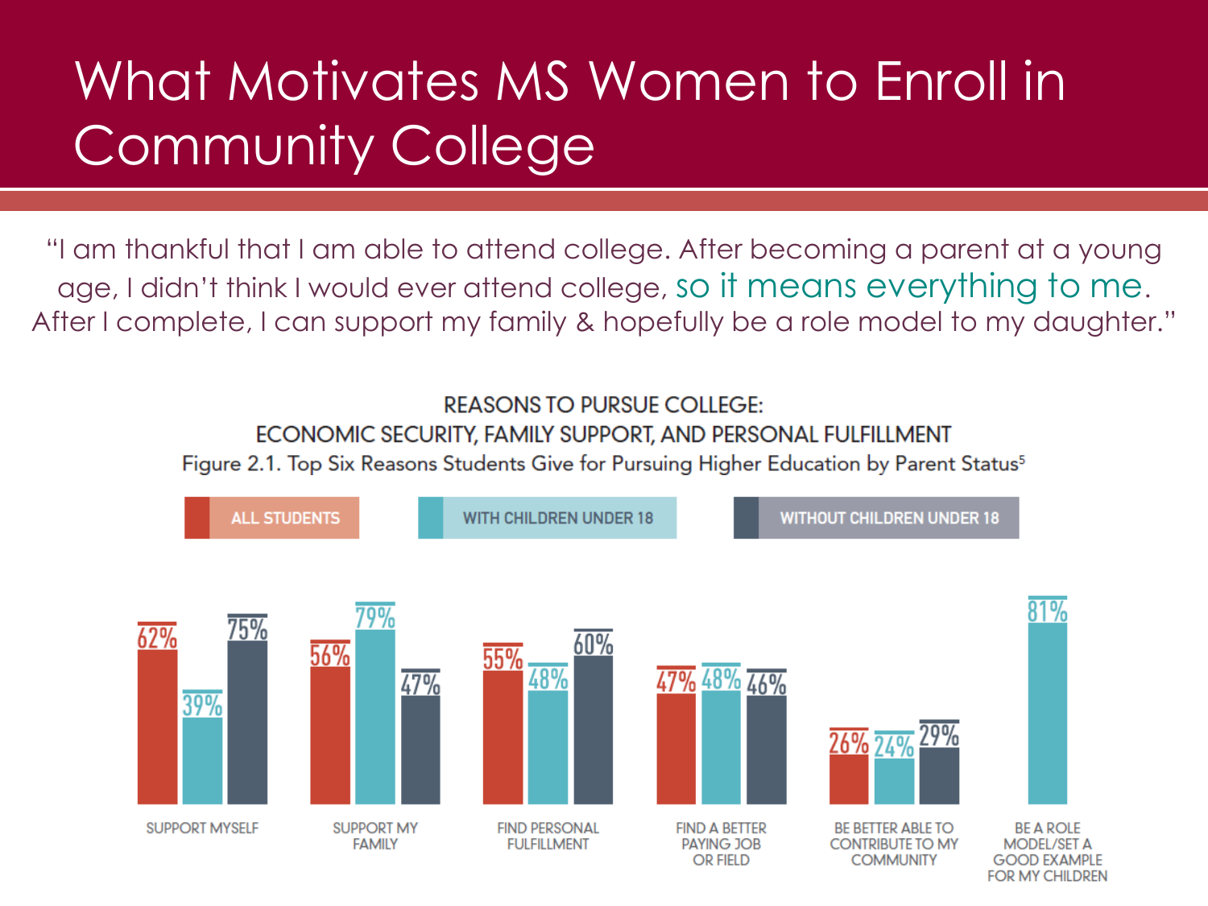# What Motivates MS Women to Enroll in Community College

"I am thankful that I am able to attend college. After becoming a parent at a young age, I didn't think I would ever attend college, so it means everything to me. After I complete, I can support my family & hopefully be a role model to my daughter."

REASONS TO PURSUE COLLEGE:
ECONOMIC SECURITY, FAMILY SUPPORT, AND PERSONAL FULFILLMENT

Figure 2.1. Top Six Reasons Students Give for Pursuing Higher Education by Parent Status[5]

| | ALL STUDENTS | WITH CHILDREN UNDER 18 | WITHOUT CHILDREN UNDER 18 |
|---|---|---|---|
| SUPPORT MYSELF | 62% | 39% | 75% |
| SUPPORT MY FAMILY | 56% | 79% | 47% |
| FIND PERSONAL FULFILLMENT | 55% | 48% | 60% |
| FIND A BETTER PAYING JOB OR FIELD | 47% | 48% | 46% |
| BE BETTER ABLE TO CONTRIBUTE TO MY COMMUNITY | 26% | 24% | 29% |
| BE A ROLE MODEL/SET A GOOD EXAMPLE FOR MY CHILDREN | | 81% | |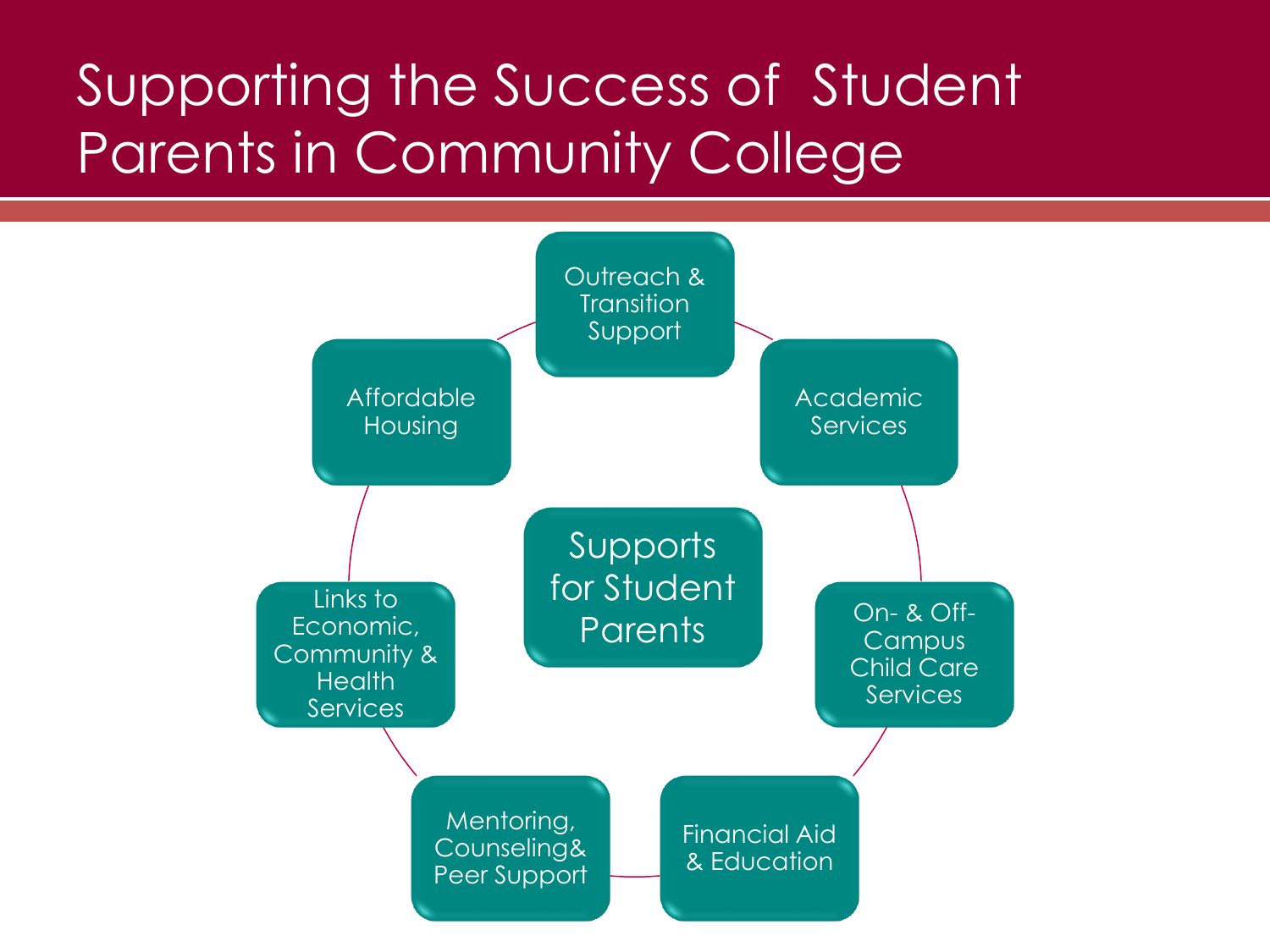# Supporting the Success of Student Parents in Community College

**Supports for Student Parents**

- Outreach & Transition Support
- Academic Services
- On- & Off-Campus Child Care Services
- Financial Aid & Education
- Mentoring, Counseling& Peer Support
- Links to Economic, Community & Health Services
- Affordable Housing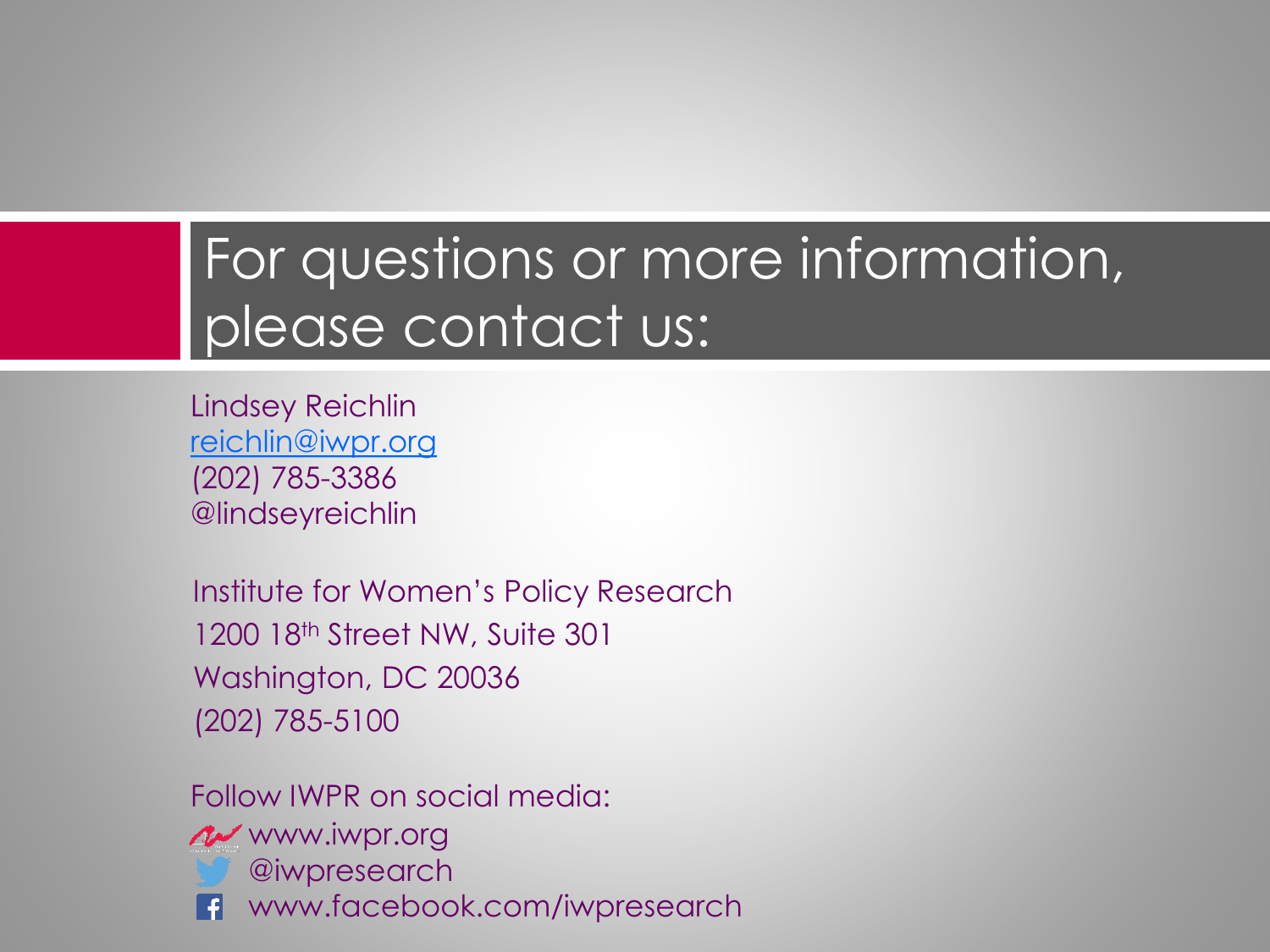# For questions or more information, please contact us:

Lindsey Reichlin
reichlin@iwpr.org
(202) 785-3386
@lindseyreichlin

Institute for Women's Policy Research
1200 18th Street NW, Suite 301
Washington, DC 20036
(202) 785-5100

Follow IWPR on social media:
www.iwpr.org
@iwpresearch
www.facebook.com/iwpresearch